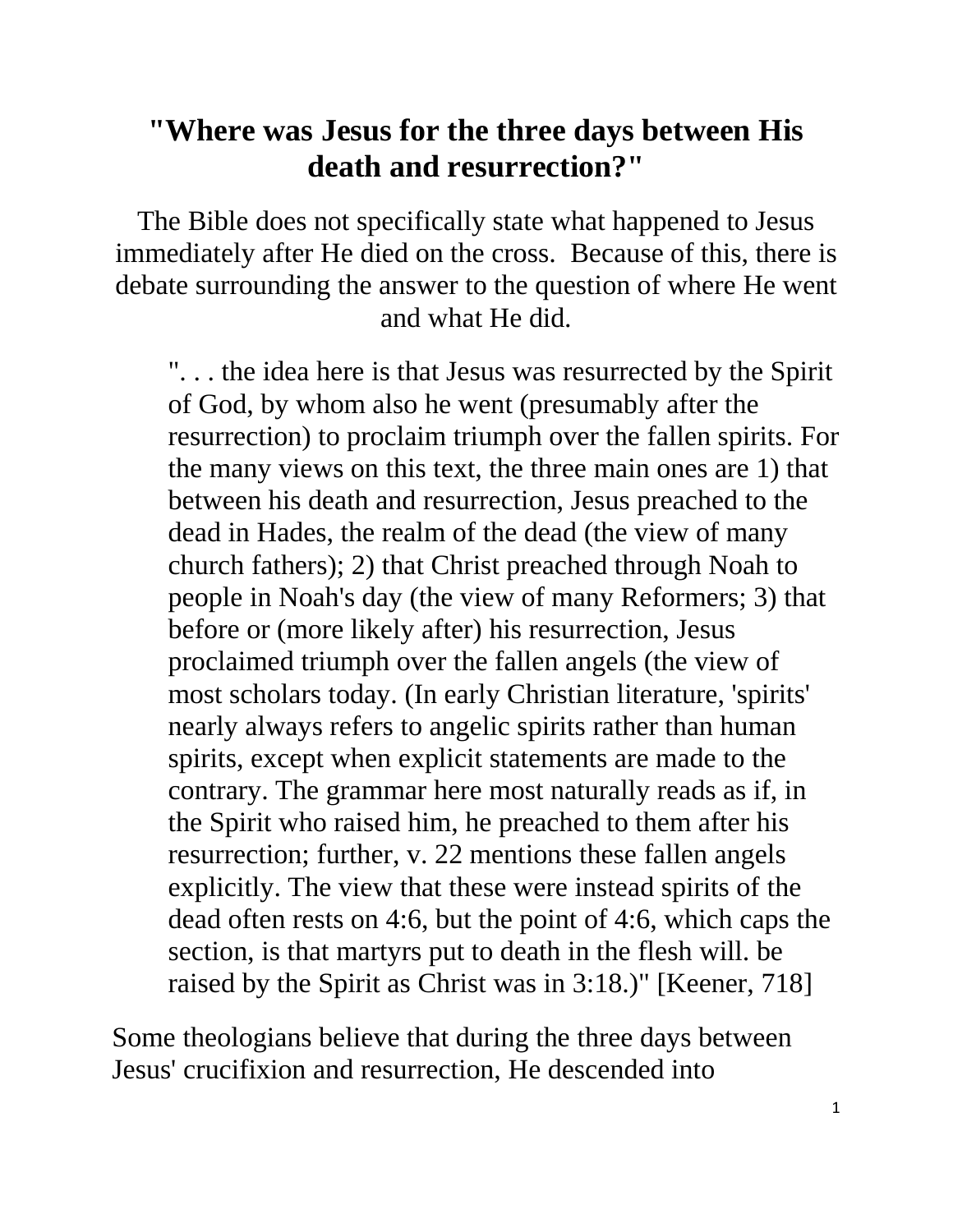# "Where was Jesus for the three days between His death and resurrection?"

The Bible does not specifically state what happened to Jesus immediately after He died on the cross. Because of this, there is debate surrounding the answer to the question of where He went and what He did.

> ". . . the idea here is that Jesus was resurrected by the Spirit of God, by whom also he went (presumably after the resurrection) to proclaim triumph over the fallen spirits. For the many views on this text, the three main ones are 1) that between his death and resurrection, Jesus preached to the dead in Hades, the realm of the dead (the view of many church fathers); 2) that Christ preached through Noah to people in Noah's day (the view of many Reformers; 3) that before or (more likely after) his resurrection, Jesus proclaimed triumph over the fallen angels (the view of most scholars today. (In early Christian literature, 'spirits' nearly always refers to angelic spirits rather than human spirits, except when explicit statements are made to the contrary. The grammar here most naturally reads as if, in the Spirit who raised him, he preached to them after his resurrection; further, v. 22 mentions these fallen angels explicitly. The view that these were instead spirits of the dead often rests on 4:6, but the point of 4:6, which caps the section, is that martyrs put to death in the flesh will. be raised by the Spirit as Christ was in 3:18.)" [Keener, 718]

Some theologians believe that during the three days between Jesus' crucifixion and resurrection, He descended into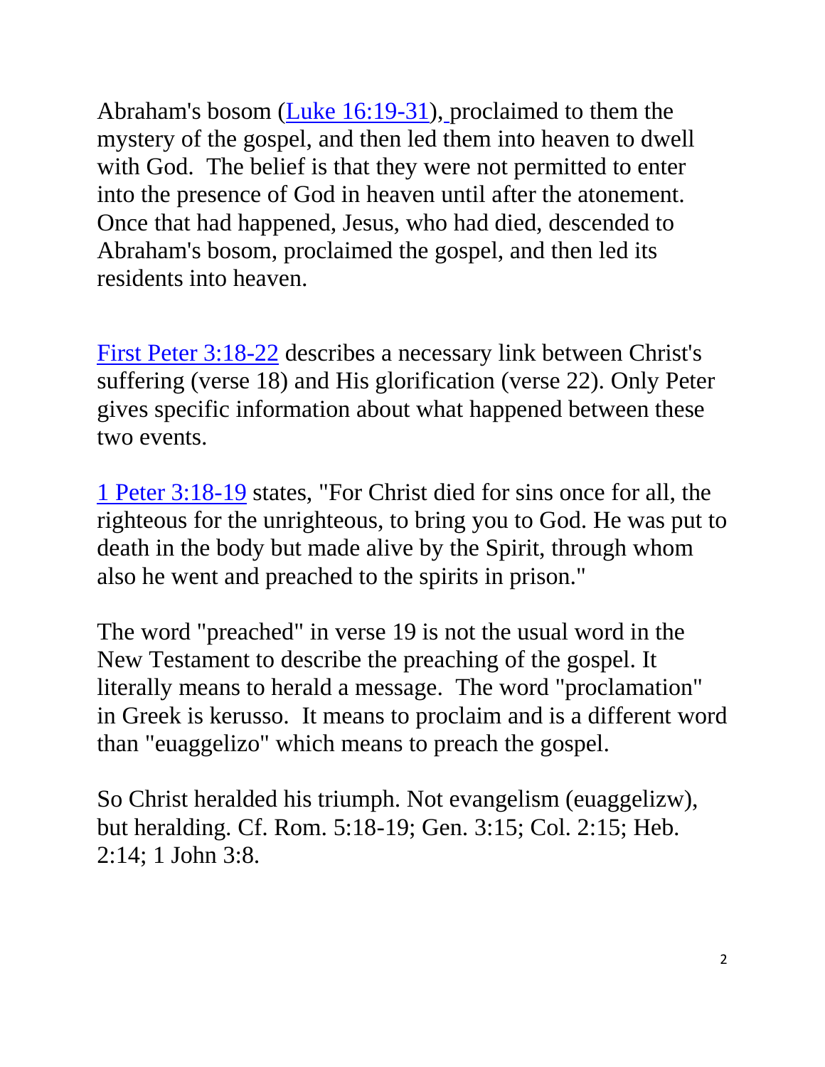Abraham's bosom (Luke 16:19-31), proclaimed to them the mystery of the gospel, and then led them into heaven to dwell with God. The belief is that they were not permitted to enter into the presence of God in heaven until after the atonement. Once that had happened, Jesus, who had died, descended to Abraham's bosom, proclaimed the gospel, and then led its residents into heaven.

First Peter 3:18-22 describes a necessary link between Christ's suffering (verse 18) and His glorification (verse 22). Only Peter gives specific information about what happened between these two events.

1 Peter 3:18-19 states, "For Christ died for sins once for all, the righteous for the unrighteous, to bring you to God. He was put to death in the body but made alive by the Spirit, through whom also he went and preached to the spirits in prison."

The word "preached" in verse 19 is not the usual word in the New Testament to describe the preaching of the gospel. It literally means to herald a message. The word "proclamation" in Greek is kerusso. It means to proclaim and is a different word than "euaggelizo" which means to preach the gospel.

So Christ heralded his triumph. Not evangelism (euaggelizw), but heralding. Cf. Rom. 5:18-19; Gen. 3:15; Col. 2:15; Heb. 2:14; 1 John 3:8.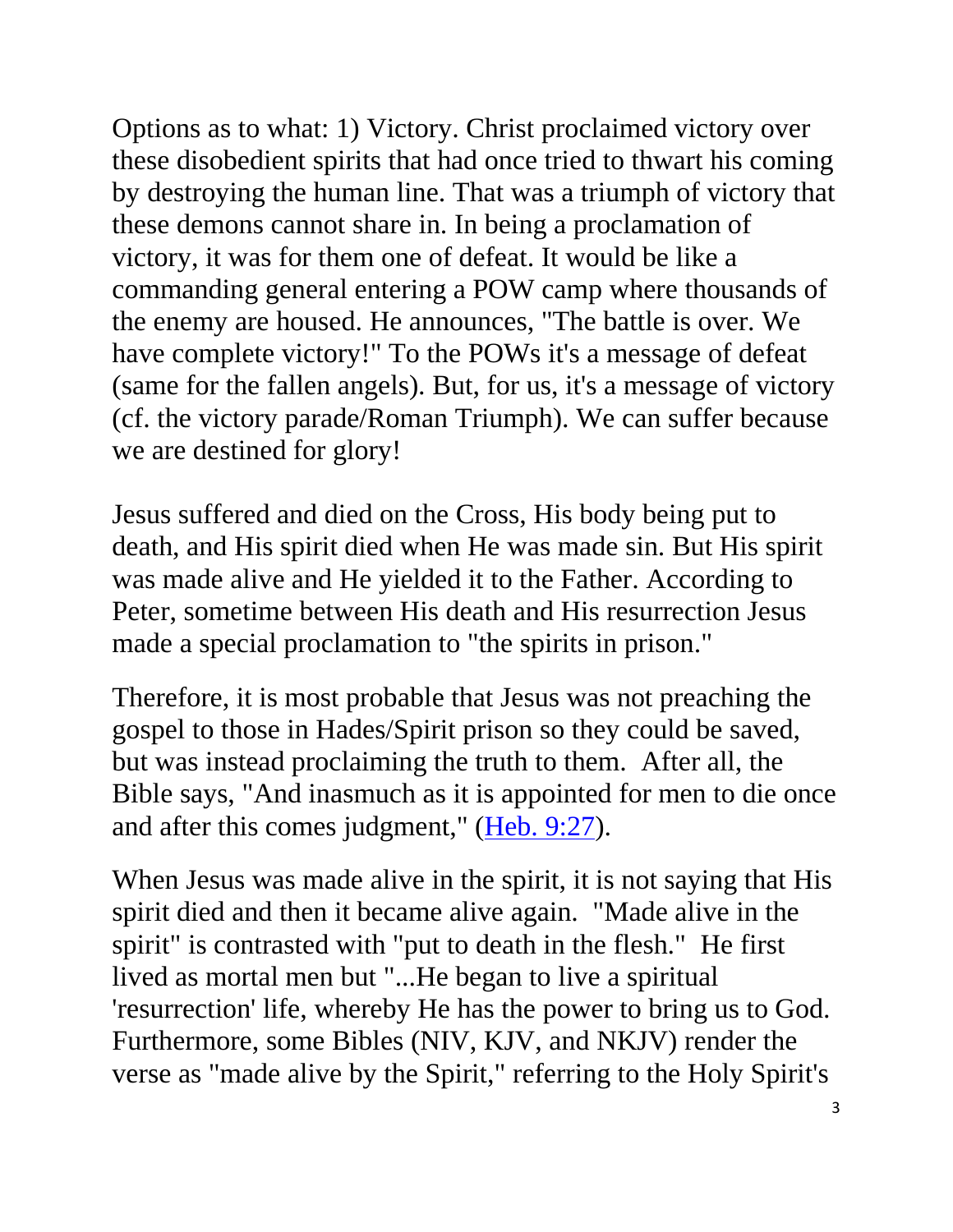Options as to what: 1) Victory. Christ proclaimed victory over these disobedient spirits that had once tried to thwart his coming by destroying the human line. That was a triumph of victory that these demons cannot share in. In being a proclamation of victory, it was for them one of defeat. It would be like a commanding general entering a POW camp where thousands of the enemy are housed. He announces, "The battle is over. We have complete victory!" To the POWs it's a message of defeat (same for the fallen angels). But, for us, it's a message of victory (cf. the victory parade/Roman Triumph). We can suffer because we are destined for glory!

Jesus suffered and died on the Cross, His body being put to death, and His spirit died when He was made sin. But His spirit was made alive and He yielded it to the Father. According to Peter, sometime between His death and His resurrection Jesus made a special proclamation to "the spirits in prison."

Therefore, it is most probable that Jesus was not preaching the gospel to those in Hades/Spirit prison so they could be saved, but was instead proclaiming the truth to them. After all, the Bible says, "And inasmuch as it is appointed for men to die once and after this comes judgment," (Heb. 9:27).

When Jesus was made alive in the spirit, it is not saying that His spirit died and then it became alive again. "Made alive in the spirit" is contrasted with "put to death in the flesh." He first lived as mortal men but "...He began to live a spiritual 'resurrection' life, whereby He has the power to bring us to God. Furthermore, some Bibles (NIV, KJV, and NKJV) render the verse as "made alive by the Spirit," referring to the Holy Spirit's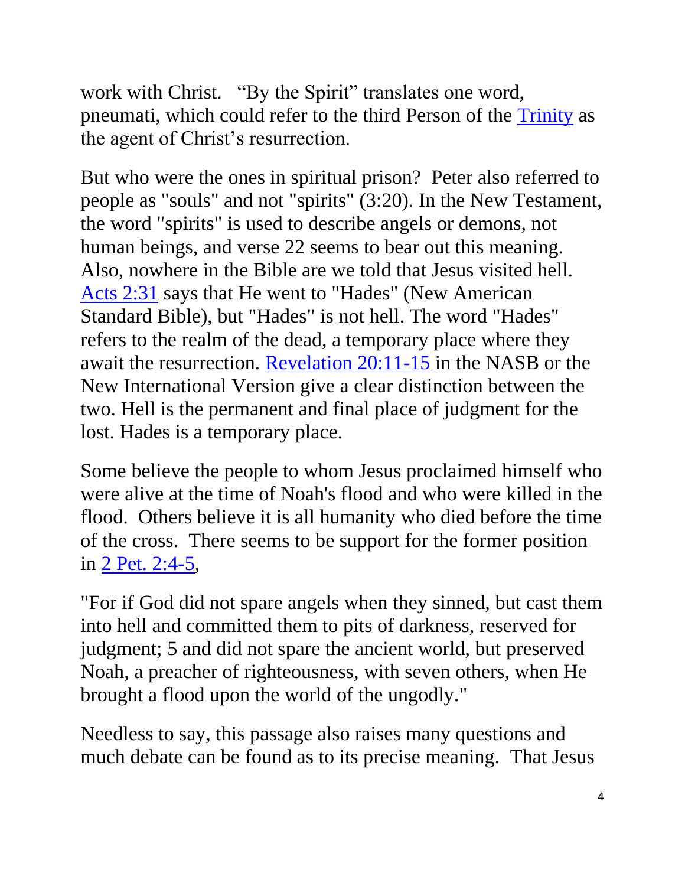work with Christ. “By the Spirit” translates one word, pneumati, which could refer to the third Person of the [Trinity](#) as the agent of Christ’s resurrection.

But who were the ones in spiritual prison? Peter also referred to people as "souls" and not "spirits" (3:20). In the New Testament, the word "spirits" is used to describe angels or demons, not human beings, and verse 22 seems to bear out this meaning. Also, nowhere in the Bible are we told that Jesus visited hell. [Acts 2:31](#) says that He went to "Hades" (New American Standard Bible), but "Hades" is not hell. The word "Hades" refers to the realm of the dead, a temporary place where they await the resurrection. [Revelation 20:11-15](#) in the NASB or the New International Version give a clear distinction between the two. Hell is the permanent and final place of judgment for the lost. Hades is a temporary place.

Some believe the people to whom Jesus proclaimed himself who were alive at the time of Noah's flood and who were killed in the flood. Others believe it is all humanity who died before the time of the cross. There seems to be support for the former position in [2 Pet. 2:4-5](#),

"For if God did not spare angels when they sinned, but cast them into hell and committed them to pits of darkness, reserved for judgment; 5 and did not spare the ancient world, but preserved Noah, a preacher of righteousness, with seven others, when He brought a flood upon the world of the ungodly."

Needless to say, this passage also raises many questions and much debate can be found as to its precise meaning. That Jesus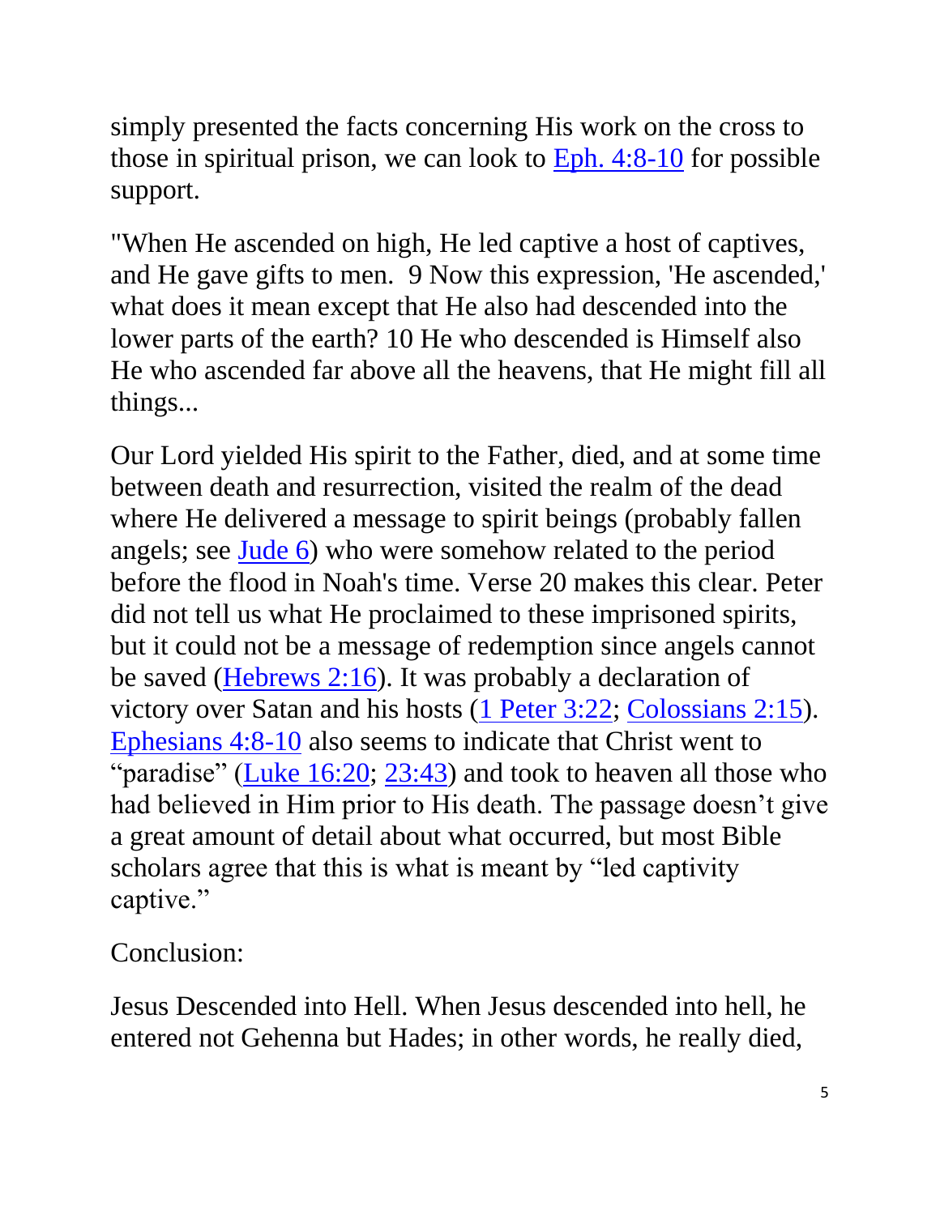simply presented the facts concerning His work on the cross to those in spiritual prison, we can look to Eph. 4:8-10 for possible support.

"When He ascended on high, He led captive a host of captives, and He gave gifts to men.  9 Now this expression, 'He ascended,' what does it mean except that He also had descended into the lower parts of the earth? 10 He who descended is Himself also He who ascended far above all the heavens, that He might fill all things...

Our Lord yielded His spirit to the Father, died, and at some time between death and resurrection, visited the realm of the dead where He delivered a message to spirit beings (probably fallen angels; see Jude 6) who were somehow related to the period before the flood in Noah's time. Verse 20 makes this clear. Peter did not tell us what He proclaimed to these imprisoned spirits, but it could not be a message of redemption since angels cannot be saved (Hebrews 2:16). It was probably a declaration of victory over Satan and his hosts (1 Peter 3:22; Colossians 2:15). Ephesians 4:8-10 also seems to indicate that Christ went to "paradise" (Luke 16:20; 23:43) and took to heaven all those who had believed in Him prior to His death. The passage doesn't give a great amount of detail about what occurred, but most Bible scholars agree that this is what is meant by "led captivity captive."

Conclusion:

Jesus Descended into Hell. When Jesus descended into hell, he entered not Gehenna but Hades; in other words, he really died,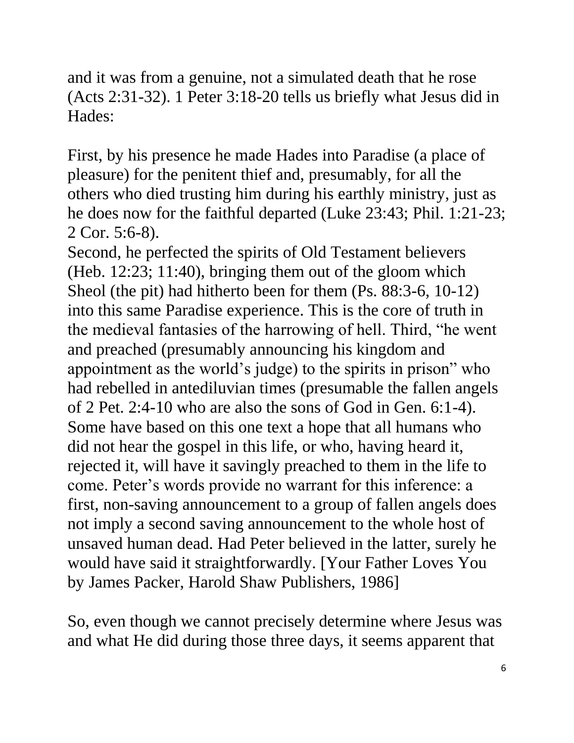and it was from a genuine, not a simulated death that he rose (Acts 2:31-32). 1 Peter 3:18-20 tells us briefly what Jesus did in Hades:

First, by his presence he made Hades into Paradise (a place of pleasure) for the penitent thief and, presumably, for all the others who died trusting him during his earthly ministry, just as he does now for the faithful departed (Luke 23:43; Phil. 1:21-23; 2 Cor. 5:6-8).
Second, he perfected the spirits of Old Testament believers (Heb. 12:23; 11:40), bringing them out of the gloom which Sheol (the pit) had hitherto been for them (Ps. 88:3-6, 10-12) into this same Paradise experience. This is the core of truth in the medieval fantasies of the harrowing of hell. Third, "he went and preached (presumably announcing his kingdom and appointment as the world's judge) to the spirits in prison" who had rebelled in antediluvian times (presumable the fallen angels of 2 Pet. 2:4-10 who are also the sons of God in Gen. 6:1-4). Some have based on this one text a hope that all humans who did not hear the gospel in this life, or who, having heard it, rejected it, will have it savingly preached to them in the life to come. Peter's words provide no warrant for this inference: a first, non-saving announcement to a group of fallen angels does not imply a second saving announcement to the whole host of unsaved human dead. Had Peter believed in the latter, surely he would have said it straightforwardly. [Your Father Loves You by James Packer, Harold Shaw Publishers, 1986]

So, even though we cannot precisely determine where Jesus was and what He did during those three days, it seems apparent that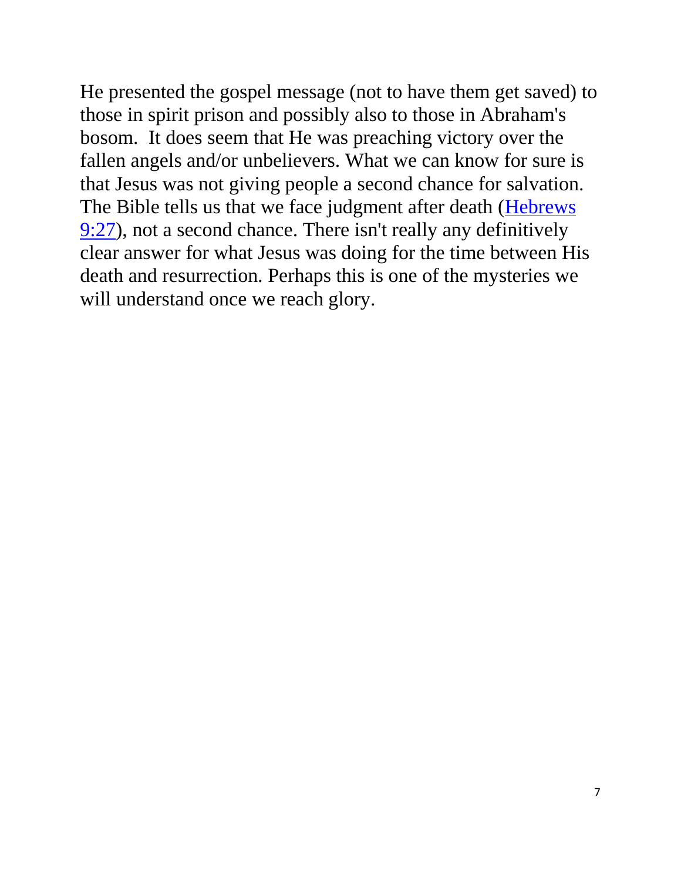He presented the gospel message (not to have them get saved) to those in spirit prison and possibly also to those in Abraham's bosom. It does seem that He was preaching victory over the fallen angels and/or unbelievers. What we can know for sure is that Jesus was not giving people a second chance for salvation. The Bible tells us that we face judgment after death (Hebrews 9:27), not a second chance. There isn't really any definitively clear answer for what Jesus was doing for the time between His death and resurrection. Perhaps this is one of the mysteries we will understand once we reach glory.